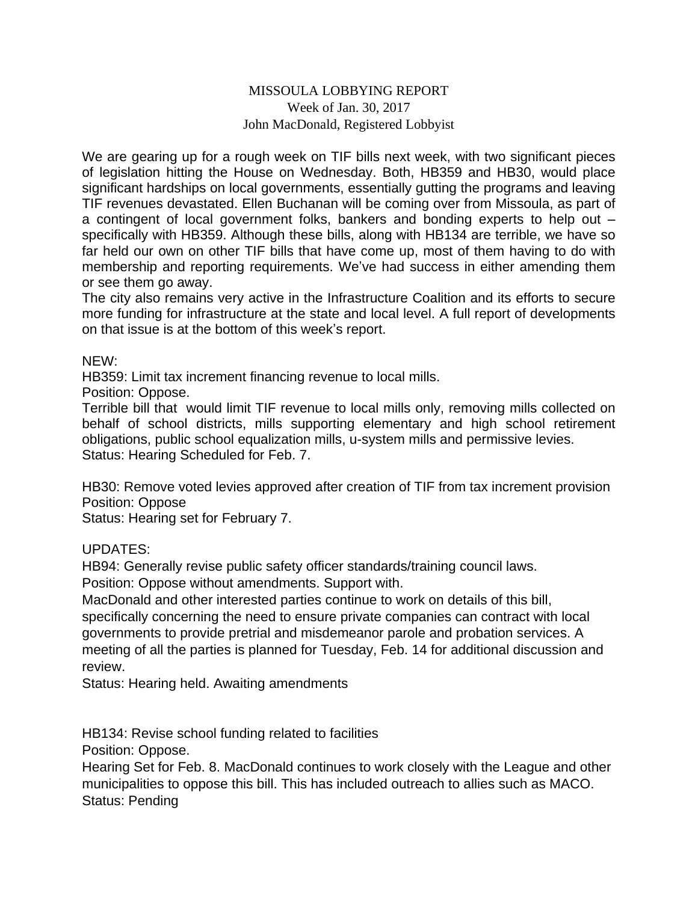# MISSOULA LOBBYING REPORT

Week of Jan. 30, 2017

John MacDonald, Registered Lobbyist

We are gearing up for a rough week on TIF bills next week, with two significant pieces of legislation hitting the House on Wednesday. Both, HB359 and HB30, would place significant hardships on local governments, essentially gutting the programs and leaving TIF revenues devastated. Ellen Buchanan will be coming over from Missoula, as part of a contingent of local government folks, bankers and bonding experts to help out – specifically with HB359. Although these bills, along with HB134 are terrible, we have so far held our own on other TIF bills that have come up, most of them having to do with membership and reporting requirements. We've had success in either amending them or see them go away.

The city also remains very active in the Infrastructure Coalition and its efforts to secure more funding for infrastructure at the state and local level. A full report of developments on that issue is at the bottom of this week's report.

NEW:

HB359: Limit tax increment financing revenue to local mills.

Position: Oppose.

Terrible bill that would limit TIF revenue to local mills only, removing mills collected on behalf of school districts, mills supporting elementary and high school retirement obligations, public school equalization mills, u-system mills and permissive levies.

Status: Hearing Scheduled for Feb. 7.

HB30: Remove voted levies approved after creation of TIF from tax increment provision

Position: Oppose

Status: Hearing set for February 7.

UPDATES:

HB94: Generally revise public safety officer standards/training council laws.

Position: Oppose without amendments. Support with.

MacDonald and other interested parties continue to work on details of this bill, specifically concerning the need to ensure private companies can contract with local governments to provide pretrial and misdemeanor parole and probation services. A meeting of all the parties is planned for Tuesday, Feb. 14 for additional discussion and review.

Status: Hearing held. Awaiting amendments

HB134: Revise school funding related to facilities

Position: Oppose.

Hearing Set for Feb. 8. MacDonald continues to work closely with the League and other municipalities to oppose this bill. This has included outreach to allies such as MACO.

Status: Pending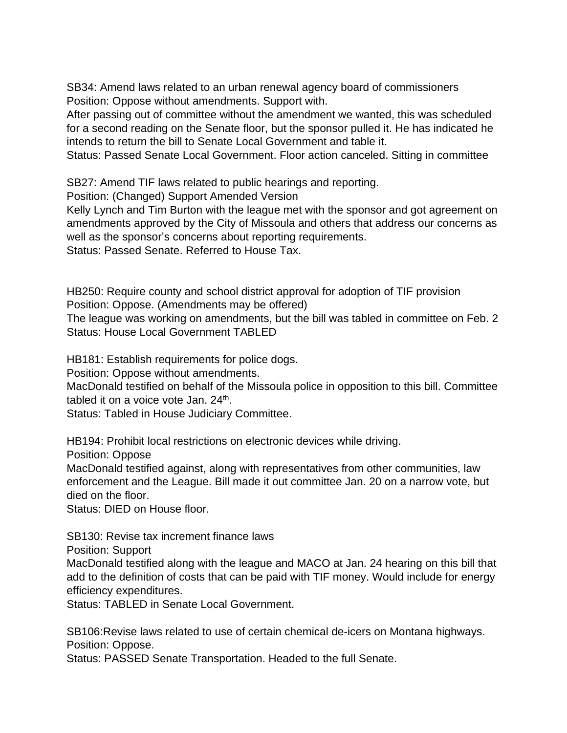SB34: Amend laws related to an urban renewal agency board of commissioners
Position: Oppose without amendments. Support with.
After passing out of committee without the amendment we wanted, this was scheduled for a second reading on the Senate floor, but the sponsor pulled it. He has indicated he intends to return the bill to Senate Local Government and table it.
Status: Passed Senate Local Government. Floor action canceled. Sitting in committee

SB27: Amend TIF laws related to public hearings and reporting.
Position: (Changed) Support Amended Version
Kelly Lynch and Tim Burton with the league met with the sponsor and got agreement on amendments approved by the City of Missoula and others that address our concerns as well as the sponsor's concerns about reporting requirements.
Status: Passed Senate. Referred to House Tax.

HB250: Require county and school district approval for adoption of TIF provision
Position: Oppose. (Amendments may be offered)
The league was working on amendments, but the bill was tabled in committee on Feb. 2
Status: House Local Government TABLED

HB181: Establish requirements for police dogs.
Position: Oppose without amendments.
MacDonald testified on behalf of the Missoula police in opposition to this bill. Committee tabled it on a voice vote Jan. 24th.
Status: Tabled in House Judiciary Committee.

HB194: Prohibit local restrictions on electronic devices while driving.
Position: Oppose
MacDonald testified against, along with representatives from other communities, law enforcement and the League. Bill made it out committee Jan. 20 on a narrow vote, but died on the floor.
Status: DIED on House floor.

SB130: Revise tax increment finance laws
Position: Support
MacDonald testified along with the league and MACO at Jan. 24 hearing on this bill that add to the definition of costs that can be paid with TIF money. Would include for energy efficiency expenditures.
Status: TABLED in Senate Local Government.

SB106:Revise laws related to use of certain chemical de-icers on Montana highways.
Position: Oppose.
Status: PASSED Senate Transportation. Headed to the full Senate.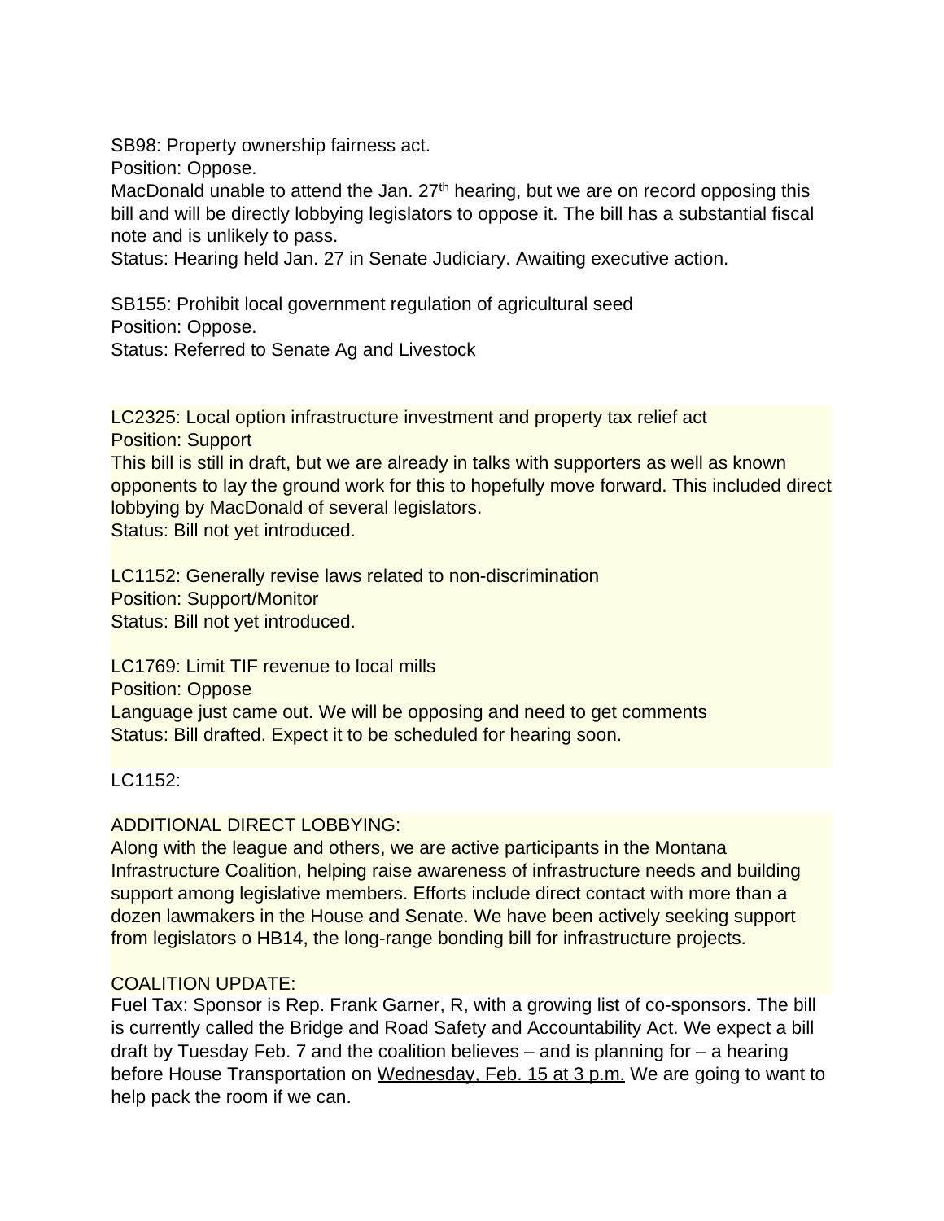SB98: Property ownership fairness act.
Position: Oppose.
MacDonald unable to attend the Jan. 27th hearing, but we are on record opposing this bill and will be directly lobbying legislators to oppose it. The bill has a substantial fiscal note and is unlikely to pass.
Status: Hearing held Jan. 27 in Senate Judiciary. Awaiting executive action.

SB155: Prohibit local government regulation of agricultural seed
Position: Oppose.
Status: Referred to Senate Ag and Livestock

LC2325: Local option infrastructure investment and property tax relief act
Position: Support
This bill is still in draft, but we are already in talks with supporters as well as known opponents to lay the ground work for this to hopefully move forward. This included direct lobbying by MacDonald of several legislators.
Status: Bill not yet introduced.

LC1152: Generally revise laws related to non-discrimination
Position: Support/Monitor
Status: Bill not yet introduced.

LC1769: Limit TIF revenue to local mills
Position: Oppose
Language just came out. We will be opposing and need to get comments
Status: Bill drafted. Expect it to be scheduled for hearing soon.

LC1152:

ADDITIONAL DIRECT LOBBYING:
Along with the league and others, we are active participants in the Montana Infrastructure Coalition, helping raise awareness of infrastructure needs and building support among legislative members. Efforts include direct contact with more than a dozen lawmakers in the House and Senate. We have been actively seeking support from legislators o HB14, the long-range bonding bill for infrastructure projects.

COALITION UPDATE:
Fuel Tax: Sponsor is Rep. Frank Garner, R, with a growing list of co-sponsors. The bill is currently called the Bridge and Road Safety and Accountability Act. We expect a bill draft by Tuesday Feb. 7 and the coalition believes – and is planning for – a hearing before House Transportation on <u>Wednesday, Feb. 15 at 3 p.m.</u> We are going to want to help pack the room if we can.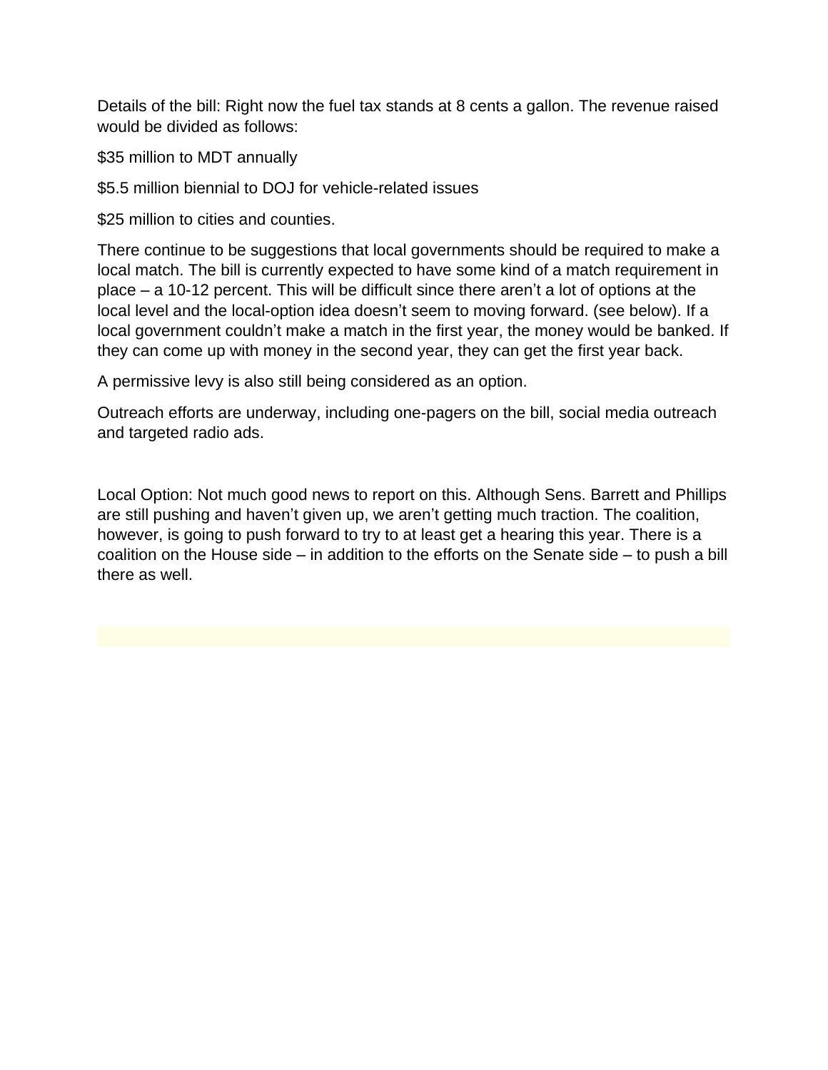Details of the bill: Right now the fuel tax stands at 8 cents a gallon. The revenue raised would be divided as follows:

$35 million to MDT annually

$5.5 million biennial to DOJ for vehicle-related issues

$25 million to cities and counties.

There continue to be suggestions that local governments should be required to make a local match. The bill is currently expected to have some kind of a match requirement in place – a 10-12 percent. This will be difficult since there aren't a lot of options at the local level and the local-option idea doesn't seem to moving forward. (see below). If a local government couldn't make a match in the first year, the money would be banked. If they can come up with money in the second year, they can get the first year back.

A permissive levy is also still being considered as an option.

Outreach efforts are underway, including one-pagers on the bill, social media outreach and targeted radio ads.

Local Option: Not much good news to report on this. Although Sens. Barrett and Phillips are still pushing and haven't given up, we aren't getting much traction. The coalition, however, is going to push forward to try to at least get a hearing this year. There is a coalition on the House side – in addition to the efforts on the Senate side – to push a bill there as well.